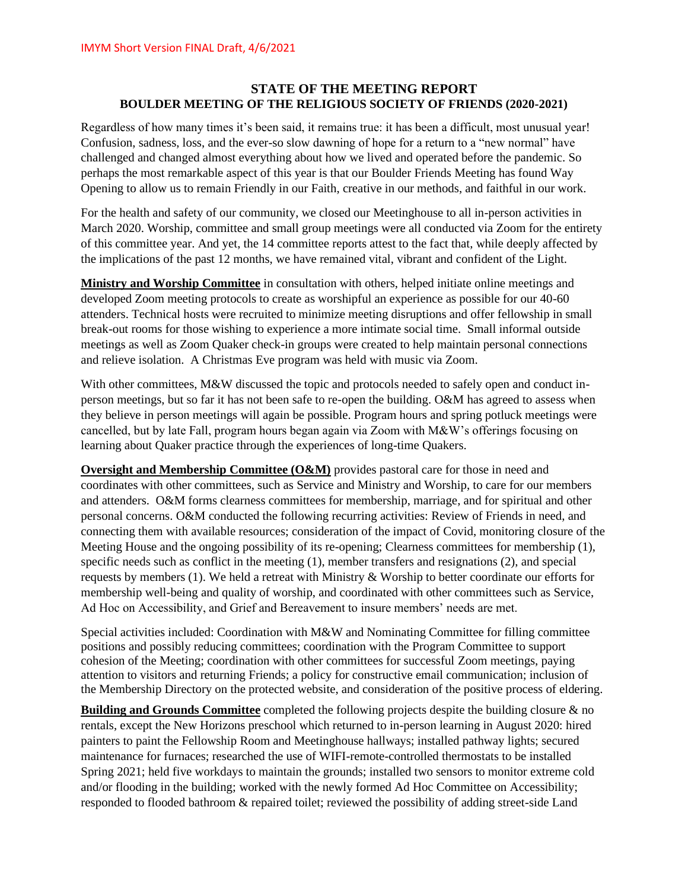IMYM Short Version FINAL Draft, 4/6/2021

## STATE OF THE MEETING REPORT
## BOULDER MEETING OF THE RELIGIOUS SOCIETY OF FRIENDS (2020-2021)

Regardless of how many times it's been said, it remains true: it has been a difficult, most unusual year! Confusion, sadness, loss, and the ever-so slow dawning of hope for a return to a "new normal" have challenged and changed almost everything about how we lived and operated before the pandemic. So perhaps the most remarkable aspect of this year is that our Boulder Friends Meeting has found Way Opening to allow us to remain Friendly in our Faith, creative in our methods, and faithful in our work.

For the health and safety of our community, we closed our Meetinghouse to all in-person activities in March 2020. Worship, committee and small group meetings were all conducted via Zoom for the entirety of this committee year. And yet, the 14 committee reports attest to the fact that, while deeply affected by the implications of the past 12 months, we have remained vital, vibrant and confident of the Light.

**Ministry and Worship Committee** in consultation with others, helped initiate online meetings and developed Zoom meeting protocols to create as worshipful an experience as possible for our 40-60 attenders. Technical hosts were recruited to minimize meeting disruptions and offer fellowship in small break-out rooms for those wishing to experience a more intimate social time. Small informal outside meetings as well as Zoom Quaker check-in groups were created to help maintain personal connections and relieve isolation. A Christmas Eve program was held with music via Zoom.

With other committees, M&W discussed the topic and protocols needed to safely open and conduct in-person meetings, but so far it has not been safe to re-open the building. O&M has agreed to assess when they believe in person meetings will again be possible. Program hours and spring potluck meetings were cancelled, but by late Fall, program hours began again via Zoom with M&W's offerings focusing on learning about Quaker practice through the experiences of long-time Quakers.

**Oversight and Membership Committee (O&M)** provides pastoral care for those in need and coordinates with other committees, such as Service and Ministry and Worship, to care for our members and attenders. O&M forms clearness committees for membership, marriage, and for spiritual and other personal concerns. O&M conducted the following recurring activities: Review of Friends in need, and connecting them with available resources; consideration of the impact of Covid, monitoring closure of the Meeting House and the ongoing possibility of its re-opening; Clearness committees for membership (1), specific needs such as conflict in the meeting (1), member transfers and resignations (2), and special requests by members (1). We held a retreat with Ministry & Worship to better coordinate our efforts for membership well-being and quality of worship, and coordinated with other committees such as Service, Ad Hoc on Accessibility, and Grief and Bereavement to insure members' needs are met.

Special activities included: Coordination with M&W and Nominating Committee for filling committee positions and possibly reducing committees; coordination with the Program Committee to support cohesion of the Meeting; coordination with other committees for successful Zoom meetings, paying attention to visitors and returning Friends; a policy for constructive email communication; inclusion of the Membership Directory on the protected website, and consideration of the positive process of eldering.

**Building and Grounds Committee** completed the following projects despite the building closure & no rentals, except the New Horizons preschool which returned to in-person learning in August 2020: hired painters to paint the Fellowship Room and Meetinghouse hallways; installed pathway lights; secured maintenance for furnaces; researched the use of WIFI-remote-controlled thermostats to be installed Spring 2021; held five workdays to maintain the grounds; installed two sensors to monitor extreme cold and/or flooding in the building; worked with the newly formed Ad Hoc Committee on Accessibility; responded to flooded bathroom & repaired toilet; reviewed the possibility of adding street-side Land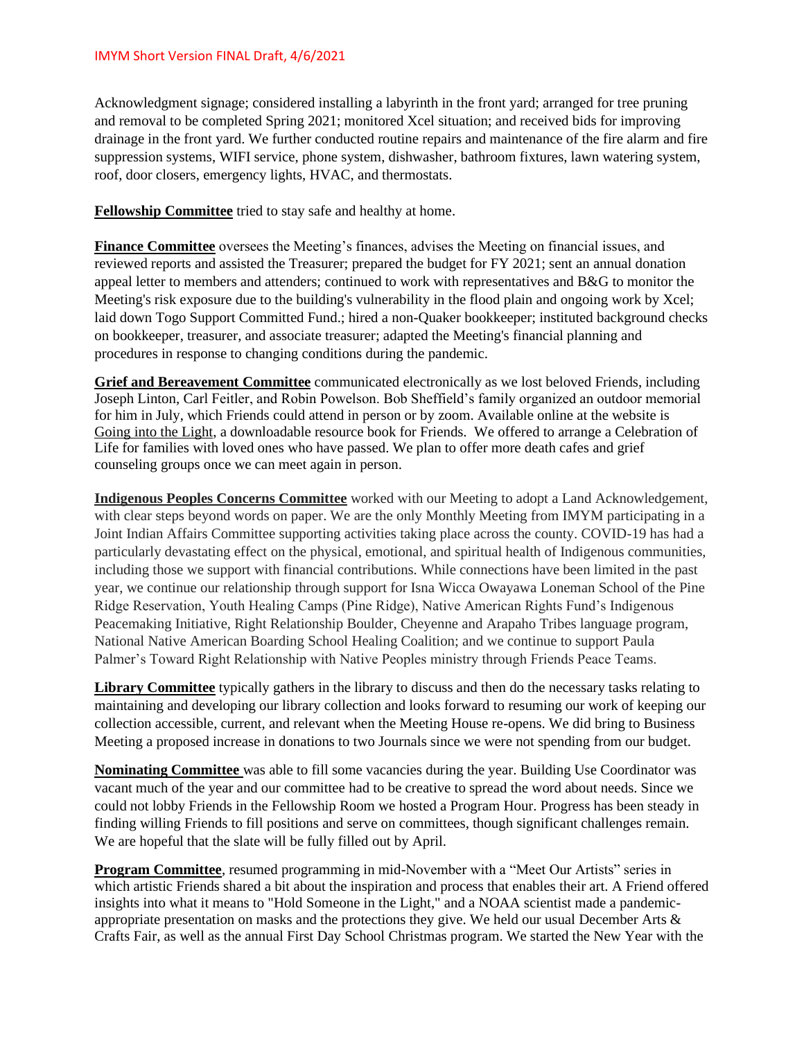Acknowledgment signage; considered installing a labyrinth in the front yard; arranged for tree pruning and removal to be completed Spring 2021; monitored Xcel situation; and received bids for improving drainage in the front yard. We further conducted routine repairs and maintenance of the fire alarm and fire suppression systems, WIFI service, phone system, dishwasher, bathroom fixtures, lawn watering system, roof, door closers, emergency lights, HVAC, and thermostats.

**Fellowship Committee** tried to stay safe and healthy at home.

**Finance Committee** oversees the Meeting's finances, advises the Meeting on financial issues, and reviewed reports and assisted the Treasurer; prepared the budget for FY 2021; sent an annual donation appeal letter to members and attenders; continued to work with representatives and B&G to monitor the Meeting's risk exposure due to the building's vulnerability in the flood plain and ongoing work by Xcel; laid down Togo Support Committed Fund.; hired a non-Quaker bookkeeper; instituted background checks on bookkeeper, treasurer, and associate treasurer; adapted the Meeting's financial planning and procedures in response to changing conditions during the pandemic.

**Grief and Bereavement Committee** communicated electronically as we lost beloved Friends, including Joseph Linton, Carl Feitler, and Robin Powelson. Bob Sheffield's family organized an outdoor memorial for him in July, which Friends could attend in person or by zoom. Available online at the website is Going into the Light, a downloadable resource book for Friends. We offered to arrange a Celebration of Life for families with loved ones who have passed. We plan to offer more death cafes and grief counseling groups once we can meet again in person.

**Indigenous Peoples Concerns Committee** worked with our Meeting to adopt a Land Acknowledgement, with clear steps beyond words on paper. We are the only Monthly Meeting from IMYM participating in a Joint Indian Affairs Committee supporting activities taking place across the county. COVID-19 has had a particularly devastating effect on the physical, emotional, and spiritual health of Indigenous communities, including those we support with financial contributions. While connections have been limited in the past year, we continue our relationship through support for Isna Wicca Owayawa Loneman School of the Pine Ridge Reservation, Youth Healing Camps (Pine Ridge), Native American Rights Fund's Indigenous Peacemaking Initiative, Right Relationship Boulder, Cheyenne and Arapaho Tribes language program, National Native American Boarding School Healing Coalition; and we continue to support Paula Palmer's Toward Right Relationship with Native Peoples ministry through Friends Peace Teams.

**Library Committee** typically gathers in the library to discuss and then do the necessary tasks relating to maintaining and developing our library collection and looks forward to resuming our work of keeping our collection accessible, current, and relevant when the Meeting House re-opens. We did bring to Business Meeting a proposed increase in donations to two Journals since we were not spending from our budget.

**Nominating Committee** was able to fill some vacancies during the year. Building Use Coordinator was vacant much of the year and our committee had to be creative to spread the word about needs. Since we could not lobby Friends in the Fellowship Room we hosted a Program Hour. Progress has been steady in finding willing Friends to fill positions and serve on committees, though significant challenges remain. We are hopeful that the slate will be fully filled out by April.

**Program Committee**, resumed programming in mid-November with a "Meet Our Artists" series in which artistic Friends shared a bit about the inspiration and process that enables their art. A Friend offered insights into what it means to "Hold Someone in the Light," and a NOAA scientist made a pandemic-appropriate presentation on masks and the protections they give. We held our usual December Arts & Crafts Fair, as well as the annual First Day School Christmas program. We started the New Year with the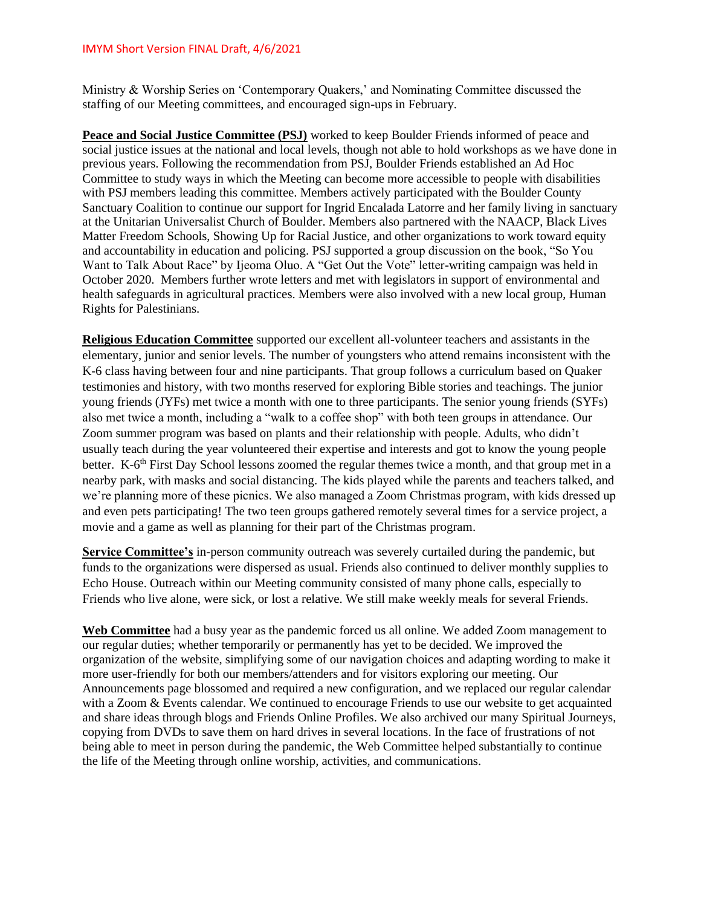Ministry & Worship Series on 'Contemporary Quakers,' and Nominating Committee discussed the staffing of our Meeting committees, and encouraged sign-ups in February.

**Peace and Social Justice Committee (PSJ)** worked to keep Boulder Friends informed of peace and social justice issues at the national and local levels, though not able to hold workshops as we have done in previous years. Following the recommendation from PSJ, Boulder Friends established an Ad Hoc Committee to study ways in which the Meeting can become more accessible to people with disabilities with PSJ members leading this committee. Members actively participated with the Boulder County Sanctuary Coalition to continue our support for Ingrid Encalada Latorre and her family living in sanctuary at the Unitarian Universalist Church of Boulder. Members also partnered with the NAACP, Black Lives Matter Freedom Schools, Showing Up for Racial Justice, and other organizations to work toward equity and accountability in education and policing. PSJ supported a group discussion on the book, "So You Want to Talk About Race" by Ijeoma Oluo. A "Get Out the Vote" letter-writing campaign was held in October 2020. Members further wrote letters and met with legislators in support of environmental and health safeguards in agricultural practices. Members were also involved with a new local group, Human Rights for Palestinians.

**Religious Education Committee** supported our excellent all-volunteer teachers and assistants in the elementary, junior and senior levels. The number of youngsters who attend remains inconsistent with the K-6 class having between four and nine participants. That group follows a curriculum based on Quaker testimonies and history, with two months reserved for exploring Bible stories and teachings. The junior young friends (JYFs) met twice a month with one to three participants. The senior young friends (SYFs) also met twice a month, including a "walk to a coffee shop" with both teen groups in attendance. Our Zoom summer program was based on plants and their relationship with people. Adults, who didn't usually teach during the year volunteered their expertise and interests and got to know the young people better. K-6th First Day School lessons zoomed the regular themes twice a month, and that group met in a nearby park, with masks and social distancing. The kids played while the parents and teachers talked, and we're planning more of these picnics. We also managed a Zoom Christmas program, with kids dressed up and even pets participating! The two teen groups gathered remotely several times for a service project, a movie and a game as well as planning for their part of the Christmas program.

**Service Committee's** in-person community outreach was severely curtailed during the pandemic, but funds to the organizations were dispersed as usual. Friends also continued to deliver monthly supplies to Echo House. Outreach within our Meeting community consisted of many phone calls, especially to Friends who live alone, were sick, or lost a relative. We still make weekly meals for several Friends.

**Web Committee** had a busy year as the pandemic forced us all online. We added Zoom management to our regular duties; whether temporarily or permanently has yet to be decided. We improved the organization of the website, simplifying some of our navigation choices and adapting wording to make it more user-friendly for both our members/attenders and for visitors exploring our meeting. Our Announcements page blossomed and required a new configuration, and we replaced our regular calendar with a Zoom & Events calendar. We continued to encourage Friends to use our website to get acquainted and share ideas through blogs and Friends Online Profiles. We also archived our many Spiritual Journeys, copying from DVDs to save them on hard drives in several locations. In the face of frustrations of not being able to meet in person during the pandemic, the Web Committee helped substantially to continue the life of the Meeting through online worship, activities, and communications.